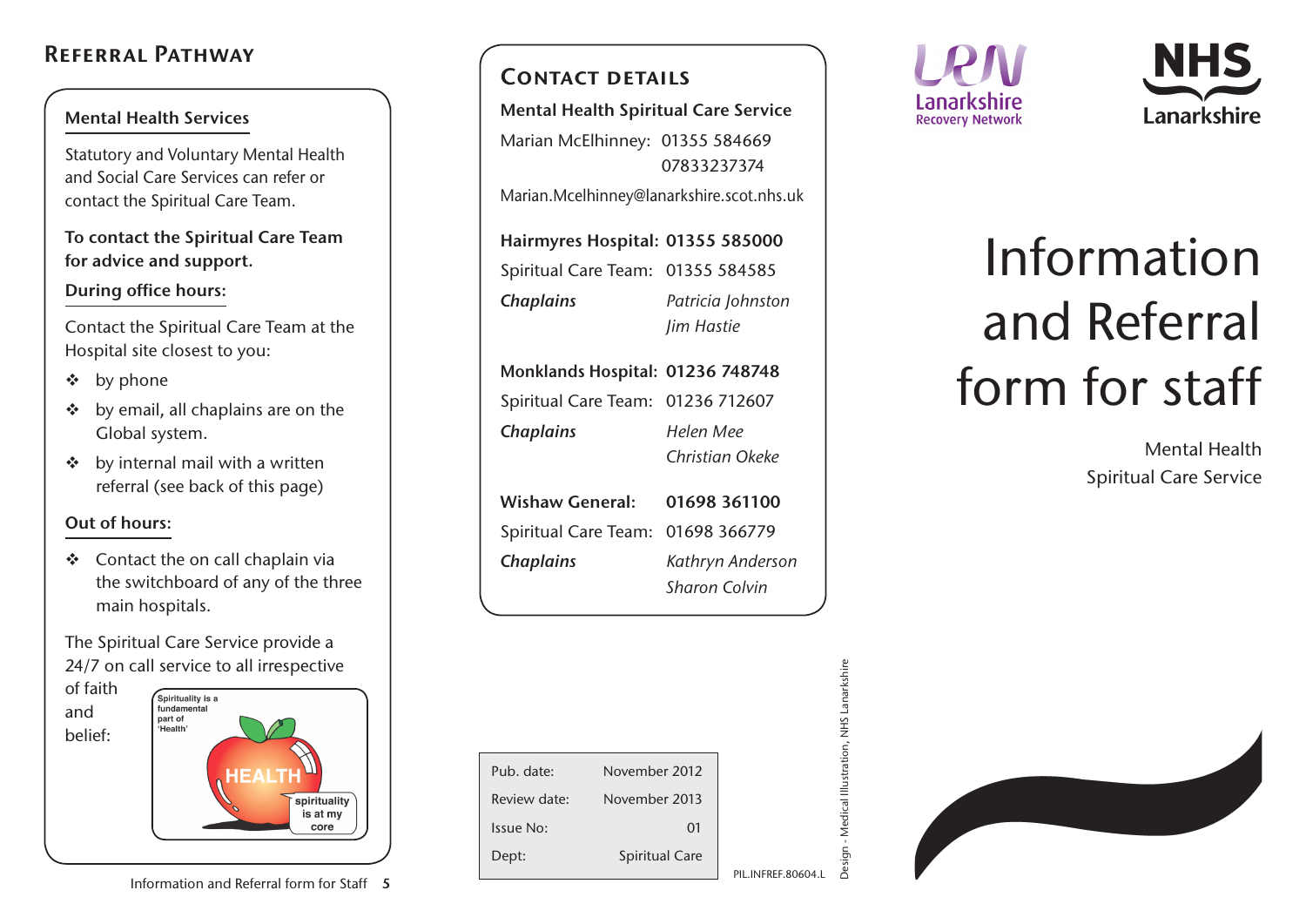## Referral Pathway

### Mental Health Services

Statutory and Voluntary Mental Health and Social Care Services can refer or contact the Spiritual Care Team.

**To contact the Spiritual Care Team for advice and support.**

**During office hours:**

Contact the Spiritual Care Team at the Hospital site closest to you:

- by phone
- by email, all chaplains are on the Global system.
- by internal mail with a written referral (see back of this page)

**Out of hours:**

- Contact the on call chaplain via the switchboard of any of the three main hospitals.

The Spiritual Care Service provide a 24/7 on call service to all irrespective of faith and belief:

Spirituality is a fundamental part of 'Health'

HEALTH

spirituality is at my core

## Contact details

**Mental Health Spiritual Care Service**

Marian McElhinney: 01355 584669
07833237374

Marian.Mcelhinney@lanarkshire.scot.nhs.uk

**Hairmyres Hospital: 01355 585000**

Spiritual Care Team: 01355 584585

***Chaplains*** *Patricia Johnston*
*Jim Hastie*

**Monklands Hospital: 01236 748748**

Spiritual Care Team: 01236 712607

***Chaplains*** *Helen Mee*
*Christian Okeke*

**Wishaw General: 01698 361100**

Spiritual Care Team: 01698 366779

***Chaplains*** *Kathryn Anderson*
*Sharon Colvin*

| | |
|---|---|
| Pub. date: | November 2012 |
| Review date: | November 2013 |
| Issue No: | 01 |
| Dept: | Spiritual Care |

PIL.INFREF.80604.L

Design - Medical Illustration, NHS Lanarkshire

LRN Lanarkshire Recovery Network

NHS Lanarkshire

# Information and Referral form for staff

Mental Health
Spiritual Care Service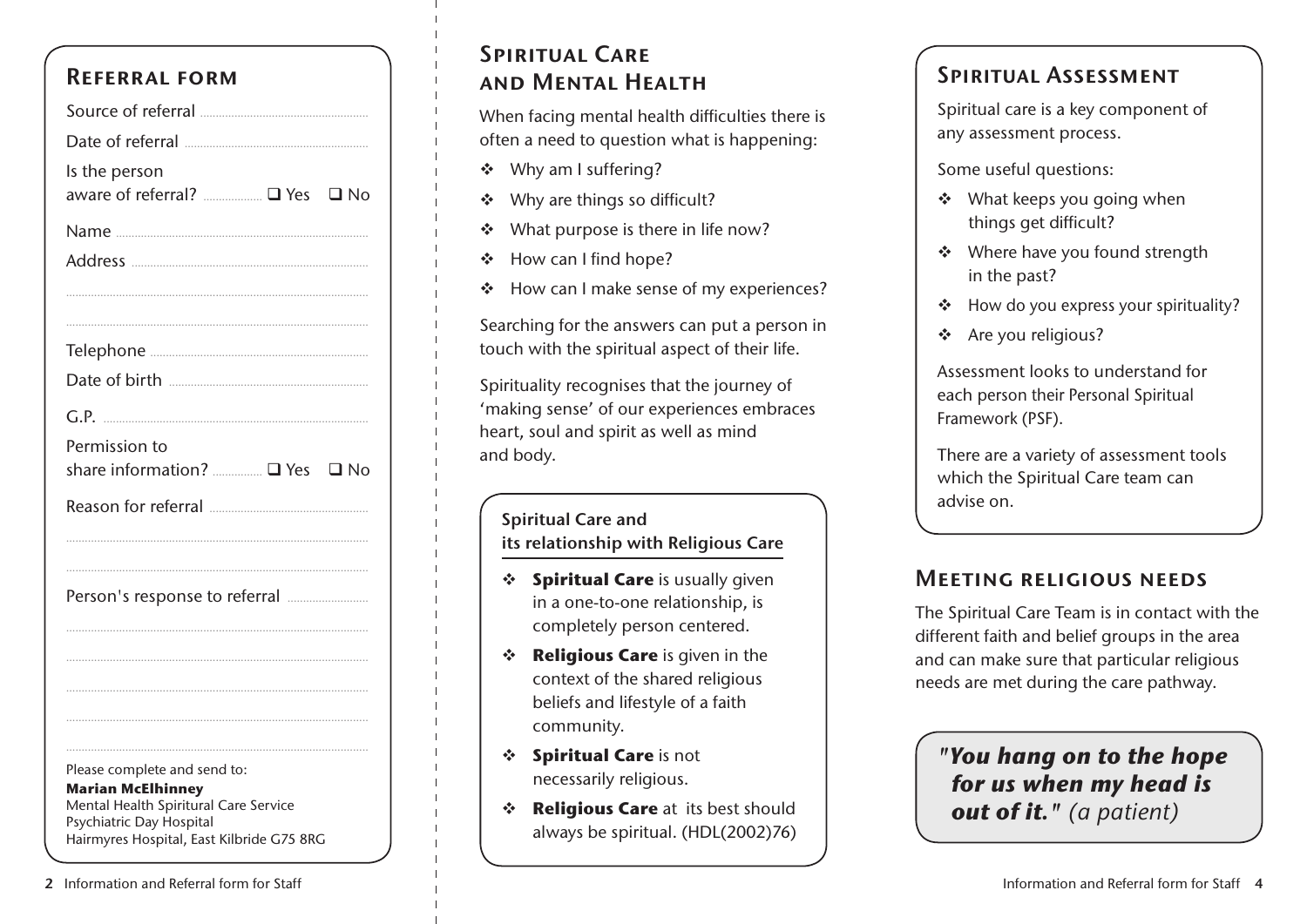## Referral form

Source of referral ..........................................

Date of referral ..........................................

Is the person aware of referral? .................. ❑ Yes ❑ No

Name ..........................................

Address ..........................................

..........................................

..........................................

Telephone ..........................................

Date of birth ..........................................

G.P. ..........................................

Permission to share information? ............... ❑ Yes ❑ No

Reason for referral ..........................................

..........................................

..........................................

Person's response to referral ..........................

..........................................

..........................................

..........................................

..........................................

..........................................

Please complete and send to:
**Marian McElhinney**
Mental Health Spiritual Care Service
Psychiatric Day Hospital
Hairmyres Hospital, East Kilbride G75 8RG

## Spiritual Care and Mental Health

When facing mental health difficulties there is often a need to question what is happening:

- Why am I suffering?
- Why are things so difficult?
- What purpose is there in life now?
- How can I find hope?
- How can I make sense of my experiences?

Searching for the answers can put a person in touch with the spiritual aspect of their life.

Spirituality recognises that the journey of 'making sense' of our experiences embraces heart, soul and spirit as well as mind and body.

### Spiritual Care and its relationship with Religious Care

- **Spiritual Care** is usually given in a one-to-one relationship, is completely person centered.
- **Religious Care** is given in the context of the shared religious beliefs and lifestyle of a faith community.
- **Spiritual Care** is not necessarily religious.
- **Religious Care** at its best should always be spiritual. (HDL(2002)76)

## Spiritual Assessment

Spiritual care is a key component of any assessment process.

Some useful questions:

- What keeps you going when things get difficult?
- Where have you found strength in the past?
- How do you express your spirituality?
- Are you religious?

Assessment looks to understand for each person their Personal Spiritual Framework (PSF).

There are a variety of assessment tools which the Spiritual Care team can advise on.

## Meeting religious needs

The Spiritual Care Team is in contact with the different faith and belief groups in the area and can make sure that particular religious needs are met during the care pathway.

***"You hang on to the hope for us when my head is out of it."*** *(a patient)*